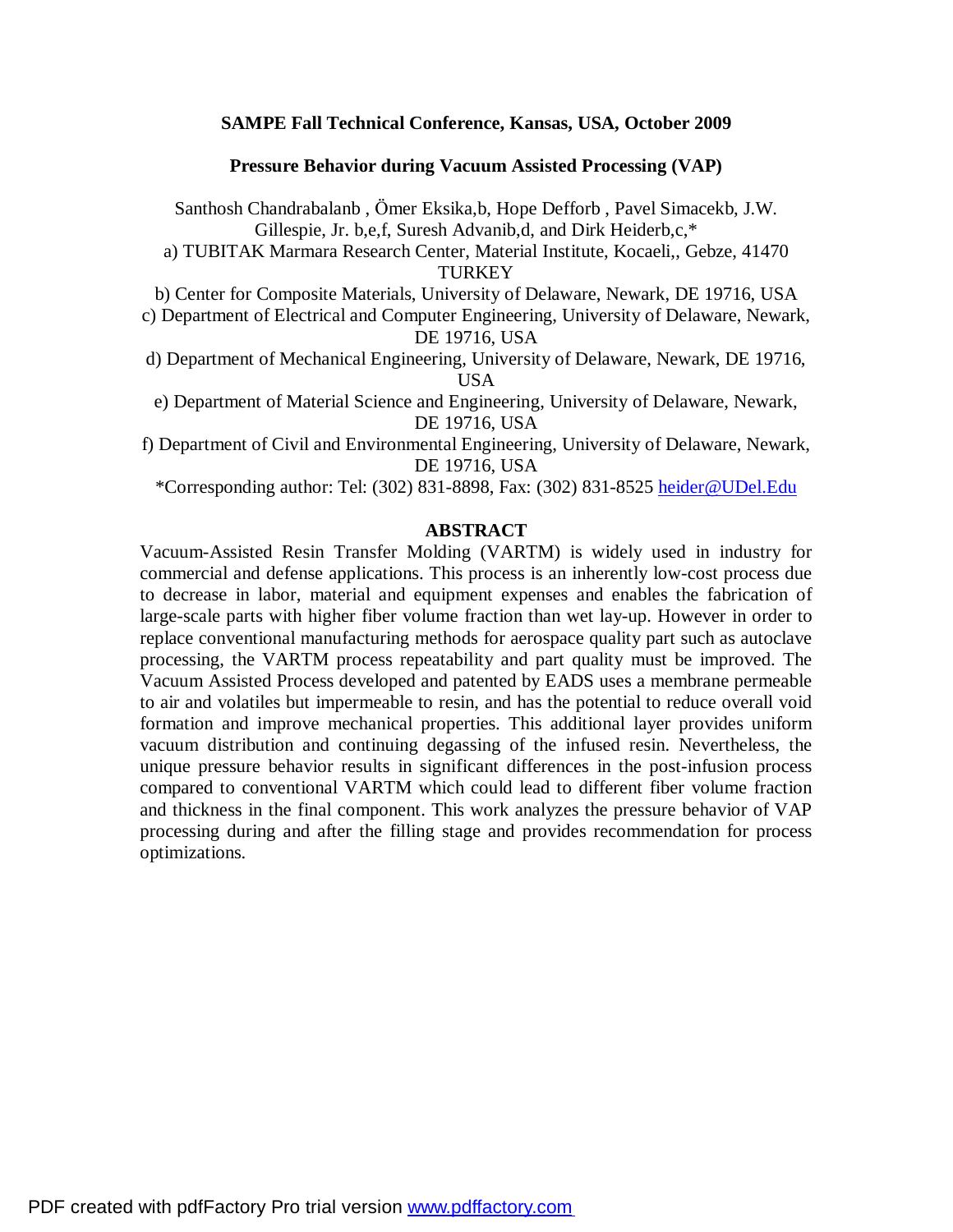**SAMPE Fall Technical Conference, Kansas, USA, October 2009**

# Pressure Behavior during Vacuum Assisted Processing (VAP)

Santhosh Chandrabalan[b], Ömer Eksik[a,b], Hope Deffor[b], Pavel Simacek[b], J.W. Gillespie, Jr. [b,e,f], Suresh Advani[b,d], and Dirk Heider[b,c,*]

a) TUBITAK Marmara Research Center, Material Institute, Kocaeli,, Gebze, 41470 TURKEY

b) Center for Composite Materials, University of Delaware, Newark, DE 19716, USA

c) Department of Electrical and Computer Engineering, University of Delaware, Newark, DE 19716, USA

d) Department of Mechanical Engineering, University of Delaware, Newark, DE 19716, USA

e) Department of Material Science and Engineering, University of Delaware, Newark, DE 19716, USA

f) Department of Civil and Environmental Engineering, University of Delaware, Newark, DE 19716, USA

*Corresponding author: Tel: (302) 831-8898, Fax: (302) 831-8525 heider@UDel.Edu

## ABSTRACT

Vacuum-Assisted Resin Transfer Molding (VARTM) is widely used in industry for commercial and defense applications. This process is an inherently low-cost process due to decrease in labor, material and equipment expenses and enables the fabrication of large-scale parts with higher fiber volume fraction than wet lay-up. However in order to replace conventional manufacturing methods for aerospace quality part such as autoclave processing, the VARTM process repeatability and part quality must be improved. The Vacuum Assisted Process developed and patented by EADS uses a membrane permeable to air and volatiles but impermeable to resin, and has the potential to reduce overall void formation and improve mechanical properties. This additional layer provides uniform vacuum distribution and continuing degassing of the infused resin. Nevertheless, the unique pressure behavior results in significant differences in the post-infusion process compared to conventional VARTM which could lead to different fiber volume fraction and thickness in the final component. This work analyzes the pressure behavior of VAP processing during and after the filling stage and provides recommendation for process optimizations.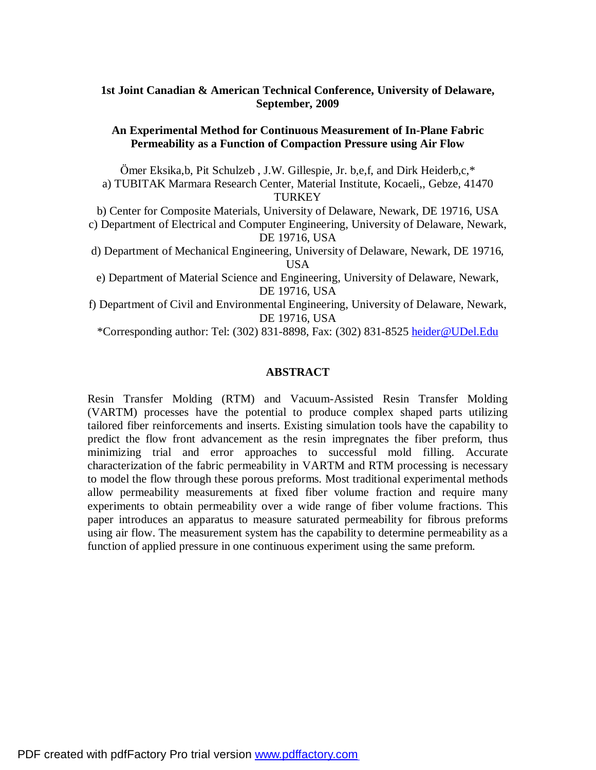**1st Joint Canadian & American Technical Conference, University of Delaware, September, 2009**

# An Experimental Method for Continuous Measurement of In-Plane Fabric Permeability as a Function of Compaction Pressure using Air Flow

Ömer Eksik[a,b], Pit Schulze[b], J.W. Gillespie, Jr.[b,e,f], and Dirk Heider[b,c,*]

a) TUBITAK Marmara Research Center, Material Institute, Kocaeli,, Gebze, 41470 TURKEY

b) Center for Composite Materials, University of Delaware, Newark, DE 19716, USA

c) Department of Electrical and Computer Engineering, University of Delaware, Newark, DE 19716, USA

d) Department of Mechanical Engineering, University of Delaware, Newark, DE 19716, USA

e) Department of Material Science and Engineering, University of Delaware, Newark, DE 19716, USA

f) Department of Civil and Environmental Engineering, University of Delaware, Newark, DE 19716, USA

*Corresponding author: Tel: (302) 831-8898, Fax: (302) 831-8525 heider@UDel.Edu

## ABSTRACT

Resin Transfer Molding (RTM) and Vacuum-Assisted Resin Transfer Molding (VARTM) processes have the potential to produce complex shaped parts utilizing tailored fiber reinforcements and inserts. Existing simulation tools have the capability to predict the flow front advancement as the resin impregnates the fiber preform, thus minimizing trial and error approaches to successful mold filling. Accurate characterization of the fabric permeability in VARTM and RTM processing is necessary to model the flow through these porous preforms. Most traditional experimental methods allow permeability measurements at fixed fiber volume fraction and require many experiments to obtain permeability over a wide range of fiber volume fractions. This paper introduces an apparatus to measure saturated permeability for fibrous preforms using air flow. The measurement system has the capability to determine permeability as a function of applied pressure in one continuous experiment using the same preform.